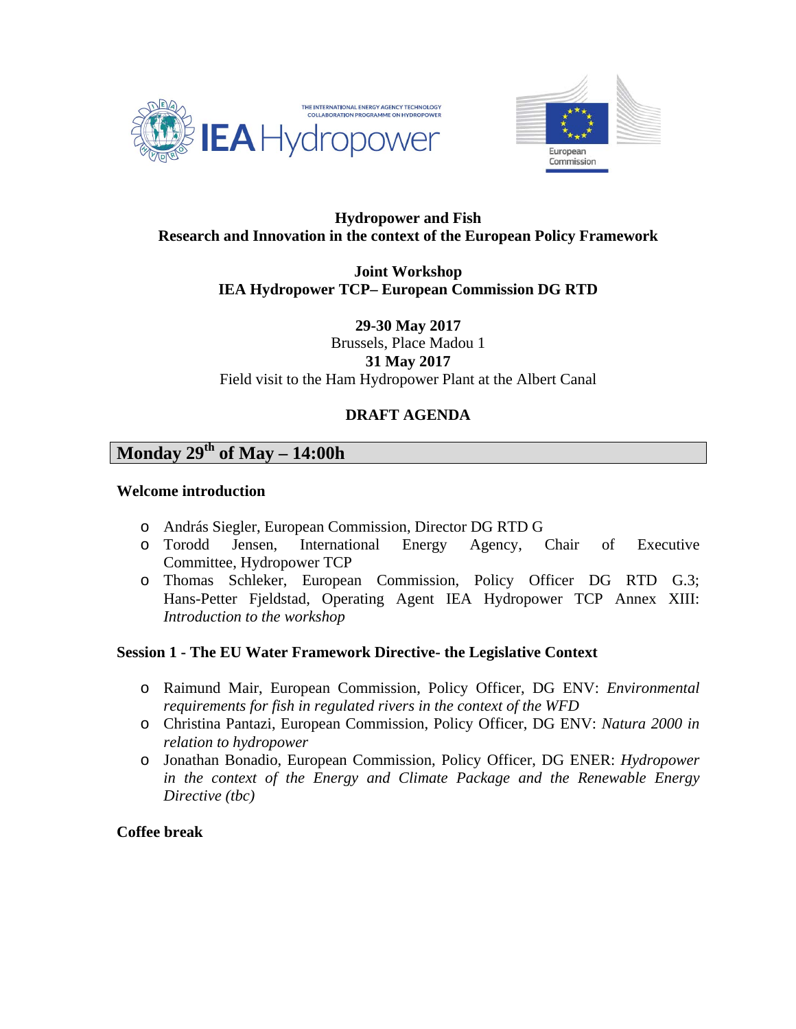**Hydropower and Fish**
**Research and Innovation in the context of the European Policy Framework**

**Joint Workshop**
**IEA Hydropower TCP– European Commission DG RTD**

**29-30 May 2017**
Brussels, Place Madou 1
**31 May 2017**
Field visit to the Ham Hydropower Plant at the Albert Canal

**DRAFT AGENDA**

## Monday 29th of May – 14:00h

**Welcome introduction**

- András Siegler, European Commission, Director DG RTD G
- Torodd Jensen, International Energy Agency, Chair of Executive Committee, Hydropower TCP
- Thomas Schleker, European Commission, Policy Officer DG RTD G.3; Hans-Petter Fjeldstad, Operating Agent IEA Hydropower TCP Annex XIII: *Introduction to the workshop*

**Session 1 - The EU Water Framework Directive- the Legislative Context**

- Raimund Mair, European Commission, Policy Officer, DG ENV: *Environmental requirements for fish in regulated rivers in the context of the WFD*
- Christina Pantazi, European Commission, Policy Officer, DG ENV: *Natura 2000 in relation to hydropower*
- Jonathan Bonadio, European Commission, Policy Officer, DG ENER: *Hydropower in the context of the Energy and Climate Package and the Renewable Energy Directive (tbc)*

**Coffee break**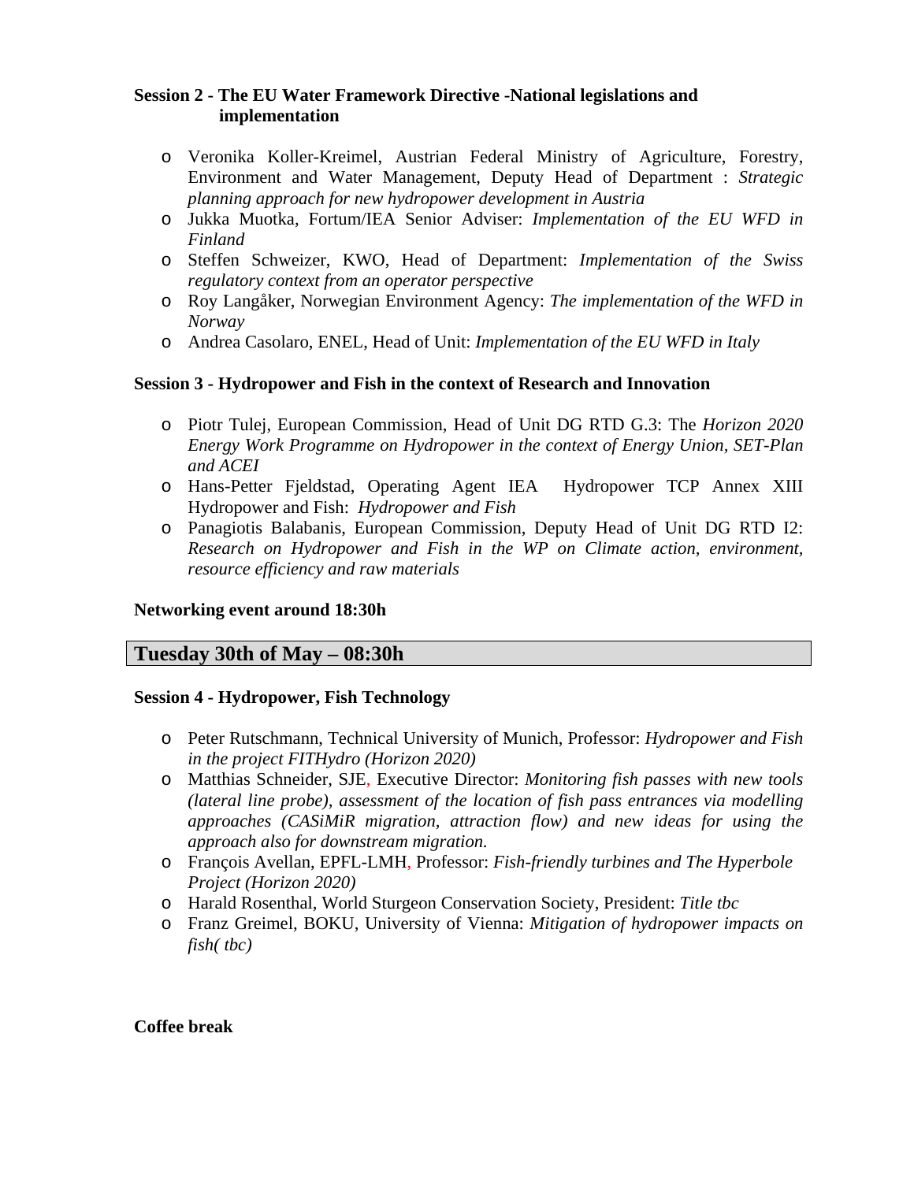**Session 2 - The EU Water Framework Directive -National legislations and implementation**

- Veronika Koller-Kreimel, Austrian Federal Ministry of Agriculture, Forestry, Environment and Water Management, Deputy Head of Department : *Strategic planning approach for new hydropower development in Austria*
- Jukka Muotka, Fortum/IEA Senior Adviser: *Implementation of the EU WFD in Finland*
- Steffen Schweizer, KWO, Head of Department: *Implementation of the Swiss regulatory context from an operator perspective*
- Roy Langåker, Norwegian Environment Agency: *The implementation of the WFD in Norway*
- Andrea Casolaro, ENEL, Head of Unit: *Implementation of the EU WFD in Italy*

**Session 3 - Hydropower and Fish in the context of Research and Innovation**

- Piotr Tulej, European Commission, Head of Unit DG RTD G.3: The *Horizon 2020 Energy Work Programme on Hydropower in the context of Energy Union, SET-Plan and ACEI*
- Hans-Petter Fjeldstad, Operating Agent IEA Hydropower TCP Annex XIII Hydropower and Fish: *Hydropower and Fish*
- Panagiotis Balabanis, European Commission, Deputy Head of Unit DG RTD I2: *Research on Hydropower and Fish in the WP on Climate action, environment, resource efficiency and raw materials*

**Networking event around 18:30h**

## Tuesday 30th of May – 08:30h

**Session 4 - Hydropower, Fish Technology**

- Peter Rutschmann, Technical University of Munich, Professor: *Hydropower and Fish in the project FITHydro (Horizon 2020)*
- Matthias Schneider, SJE, Executive Director: *Monitoring fish passes with new tools (lateral line probe), assessment of the location of fish pass entrances via modelling approaches (CASiMiR migration, attraction flow) and new ideas for using the approach also for downstream migration.*
- François Avellan, EPFL-LMH, Professor: *Fish-friendly turbines and The Hyperbole Project (Horizon 2020)*
- Harald Rosenthal, World Sturgeon Conservation Society, President: *Title tbc*
- Franz Greimel, BOKU, University of Vienna: *Mitigation of hydropower impacts on fish( tbc)*

**Coffee break**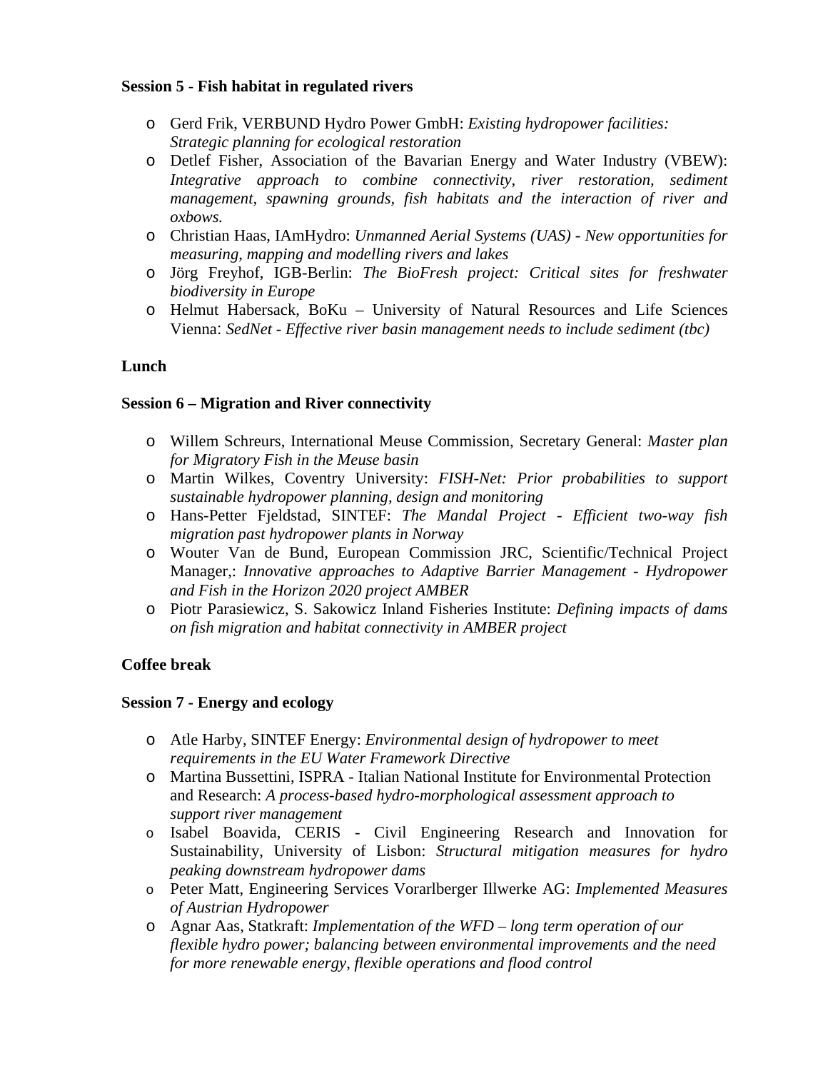**Session 5** - **Fish habitat in regulated rivers**

- Gerd Frik, VERBUND Hydro Power GmbH: *Existing hydropower facilities: Strategic planning for ecological restoration*
- Detlef Fisher, Association of the Bavarian Energy and Water Industry (VBEW): *Integrative approach to combine connectivity, river restoration, sediment management, spawning grounds, fish habitats and the interaction of river and oxbows.*
- Christian Haas, IAmHydro: *Unmanned Aerial Systems (UAS) - New opportunities for measuring, mapping and modelling rivers and lakes*
- Jörg Freyhof, IGB-Berlin: *The BioFresh project: Critical sites for freshwater biodiversity in Europe*
- Helmut Habersack, BoKu – University of Natural Resources and Life Sciences Vienna: *SedNet - Effective river basin management needs to include sediment (tbc)*

**Lunch**

**Session 6 – Migration and River connectivity**

- Willem Schreurs, International Meuse Commission, Secretary General: *Master plan for Migratory Fish in the Meuse basin*
- Martin Wilkes, Coventry University: *FISH-Net: Prior probabilities to support sustainable hydropower planning, design and monitoring*
- Hans-Petter Fjeldstad, SINTEF: *The Mandal Project - Efficient two-way fish migration past hydropower plants in Norway*
- Wouter Van de Bund, European Commission JRC, Scientific/Technical Project Manager,: *Innovative approaches to Adaptive Barrier Management - Hydropower and Fish in the Horizon 2020 project AMBER*
- Piotr Parasiewicz, S. Sakowicz Inland Fisheries Institute: *Defining impacts of dams on fish migration and habitat connectivity in AMBER project*

**Coffee break**

**Session 7 - Energy and ecology**

- Atle Harby, SINTEF Energy: *Environmental design of hydropower to meet requirements in the EU Water Framework Directive*
- Martina Bussettini, ISPRA - Italian National Institute for Environmental Protection and Research: *A process-based hydro-morphological assessment approach to support river management*
- Isabel Boavida, CERIS - Civil Engineering Research and Innovation for Sustainability, University of Lisbon: *Structural mitigation measures for hydro peaking downstream hydropower dams*
- Peter Matt, Engineering Services Vorarlberger Illwerke AG: *Implemented Measures of Austrian Hydropower*
- Agnar Aas, Statkraft: *Implementation of the WFD – long term operation of our flexible hydro power; balancing between environmental improvements and the need for more renewable energy, flexible operations and flood control*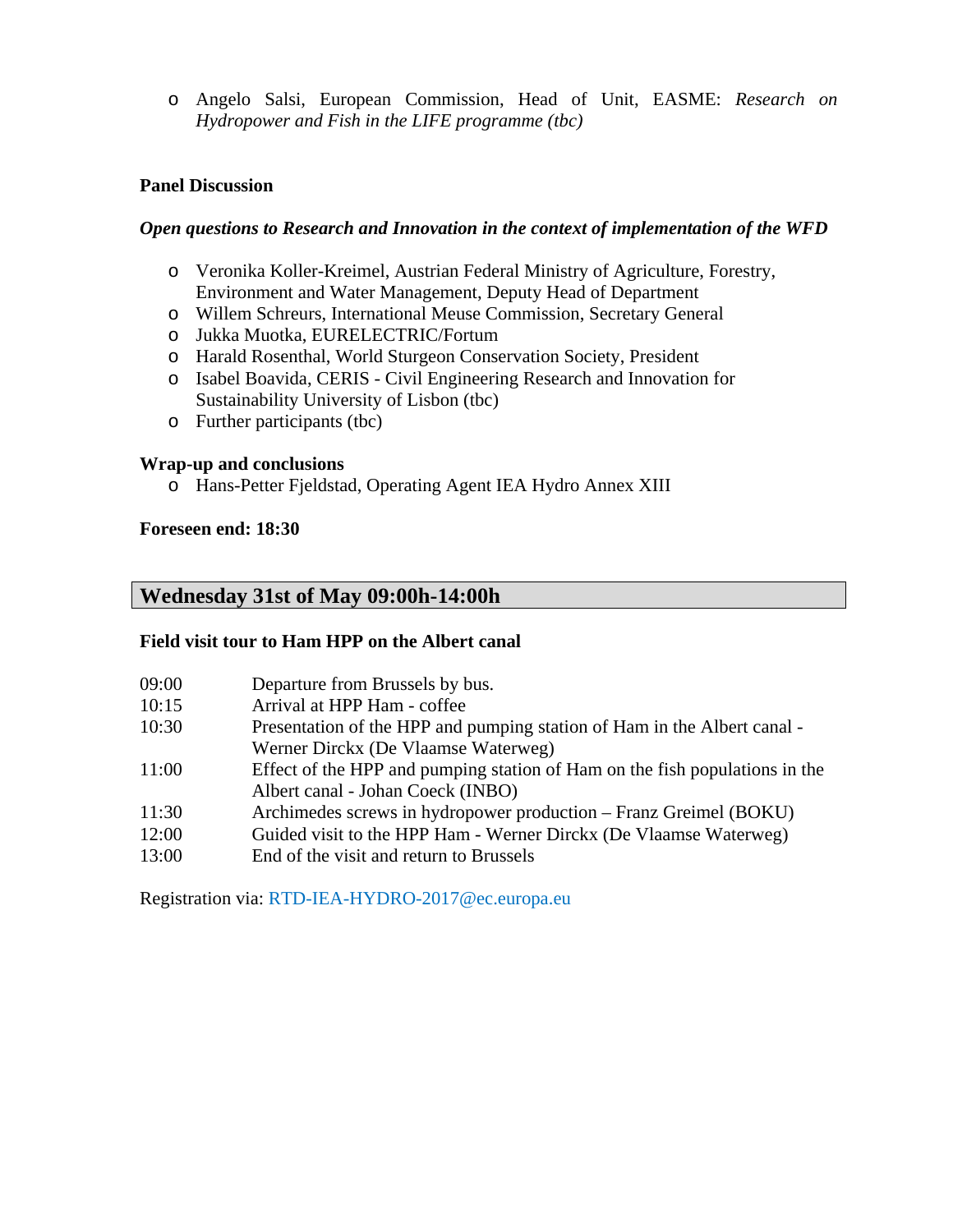- Angelo Salsi, European Commission, Head of Unit, EASME: *Research on Hydropower and Fish in the LIFE programme (tbc)*

**Panel Discussion**

***Open questions to Research and Innovation in the context of implementation of the WFD***

- Veronika Koller-Kreimel, Austrian Federal Ministry of Agriculture, Forestry, Environment and Water Management, Deputy Head of Department
- Willem Schreurs, International Meuse Commission, Secretary General
- Jukka Muotka, EURELECTRIC/Fortum
- Harald Rosenthal, World Sturgeon Conservation Society, President
- Isabel Boavida, CERIS - Civil Engineering Research and Innovation for Sustainability University of Lisbon (tbc)
- Further participants (tbc)

**Wrap-up and conclusions**

- Hans-Petter Fjeldstad, Operating Agent IEA Hydro Annex XIII

**Foreseen end: 18:30**

## Wednesday 31st of May 09:00h-14:00h

**Field visit tour to Ham HPP on the Albert canal**

| | |
|---|---|
| 09:00 | Departure from Brussels by bus. |
| 10:15 | Arrival at HPP Ham - coffee |
| 10:30 | Presentation of the HPP and pumping station of Ham in the Albert canal - Werner Dirckx (De Vlaamse Waterweg) |
| 11:00 | Effect of the HPP and pumping station of Ham on the fish populations in the Albert canal - Johan Coeck (INBO) |
| 11:30 | Archimedes screws in hydropower production – Franz Greimel (BOKU) |
| 12:00 | Guided visit to the HPP Ham - Werner Dirckx (De Vlaamse Waterweg) |
| 13:00 | End of the visit and return to Brussels |

Registration via: RTD-IEA-HYDRO-2017@ec.europa.eu